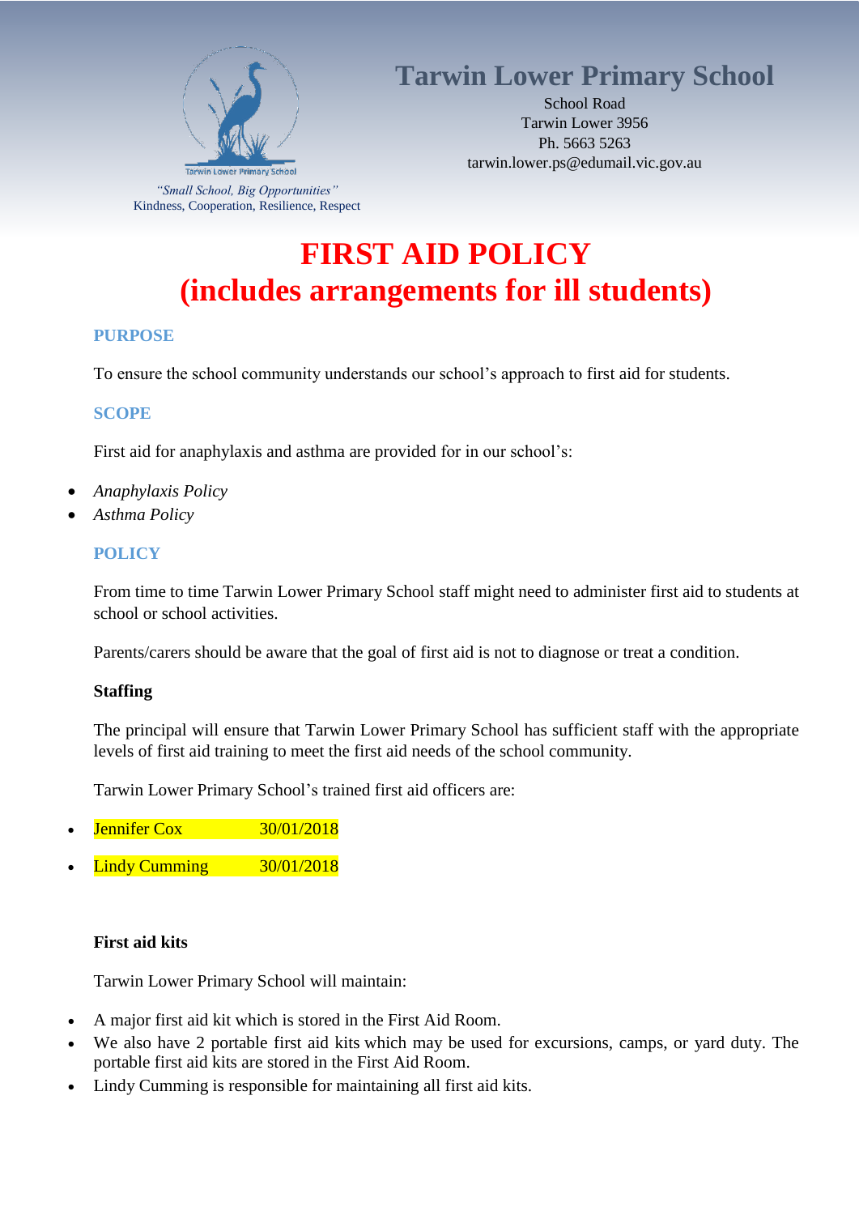# Tarwin Lower Primary School

School Road
Tarwin Lower 3956
Ph. 5663 5263
tarwin.lower.ps@edumail.vic.gov.au

Tarwin Lower Primary School

*"Small School, Big Opportunities"*
Kindness, Cooperation, Resilience, Respect

# FIRST AID POLICY
# (includes arrangements for ill students)

## PURPOSE

To ensure the school community understands our school's approach to first aid for students.

## SCOPE

First aid for anaphylaxis and asthma are provided for in our school's:

- *Anaphylaxis Policy*
- *Asthma Policy*

## POLICY

From time to time Tarwin Lower Primary School staff might need to administer first aid to students at school or school activities.

Parents/carers should be aware that the goal of first aid is not to diagnose or treat a condition.

### Staffing

The principal will ensure that Tarwin Lower Primary School has sufficient staff with the appropriate levels of first aid training to meet the first aid needs of the school community.

Tarwin Lower Primary School's trained first aid officers are:

- Jennifer Cox 30/01/2018
- Lindy Cumming 30/01/2018

### First aid kits

Tarwin Lower Primary School will maintain:

- A major first aid kit which is stored in the First Aid Room.
- We also have 2 portable first aid kits which may be used for excursions, camps, or yard duty. The portable first aid kits are stored in the First Aid Room.
- Lindy Cumming is responsible for maintaining all first aid kits.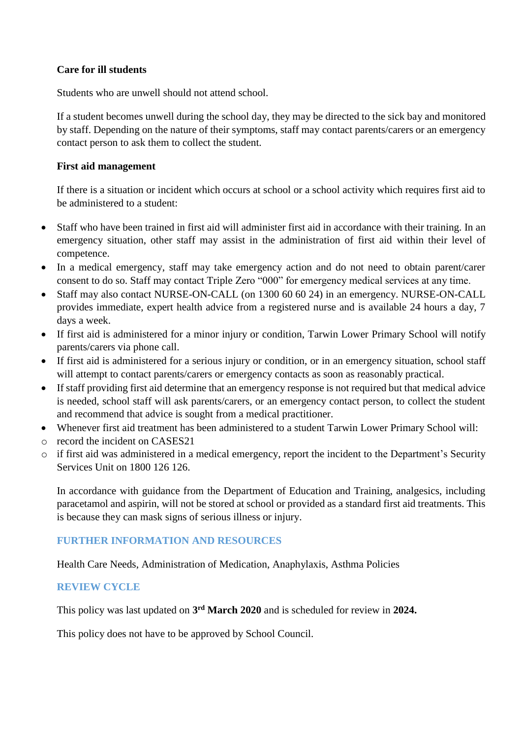**Care for ill students**

Students who are unwell should not attend school.

If a student becomes unwell during the school day, they may be directed to the sick bay and monitored by staff. Depending on the nature of their symptoms, staff may contact parents/carers or an emergency contact person to ask them to collect the student.

**First aid management**

If there is a situation or incident which occurs at school or a school activity which requires first aid to be administered to a student:

- Staff who have been trained in first aid will administer first aid in accordance with their training. In an emergency situation, other staff may assist in the administration of first aid within their level of competence.
- In a medical emergency, staff may take emergency action and do not need to obtain parent/carer consent to do so. Staff may contact Triple Zero "000" for emergency medical services at any time.
- Staff may also contact NURSE-ON-CALL (on 1300 60 60 24) in an emergency. NURSE-ON-CALL provides immediate, expert health advice from a registered nurse and is available 24 hours a day, 7 days a week.
- If first aid is administered for a minor injury or condition, Tarwin Lower Primary School will notify parents/carers via phone call.
- If first aid is administered for a serious injury or condition, or in an emergency situation, school staff will attempt to contact parents/carers or emergency contacts as soon as reasonably practical.
- If staff providing first aid determine that an emergency response is not required but that medical advice is needed, school staff will ask parents/carers, or an emergency contact person, to collect the student and recommend that advice is sought from a medical practitioner.
- Whenever first aid treatment has been administered to a student Tarwin Lower Primary School will:
  - record the incident on CASES21
  - if first aid was administered in a medical emergency, report the incident to the Department's Security Services Unit on 1800 126 126.

In accordance with guidance from the Department of Education and Training, analgesics, including paracetamol and aspirin, will not be stored at school or provided as a standard first aid treatments. This is because they can mask signs of serious illness or injury.

## FURTHER INFORMATION AND RESOURCES

Health Care Needs, Administration of Medication, Anaphylaxis, Asthma Policies

## REVIEW CYCLE

This policy was last updated on **3rd March 2020** and is scheduled for review in **2024.**

This policy does not have to be approved by School Council.